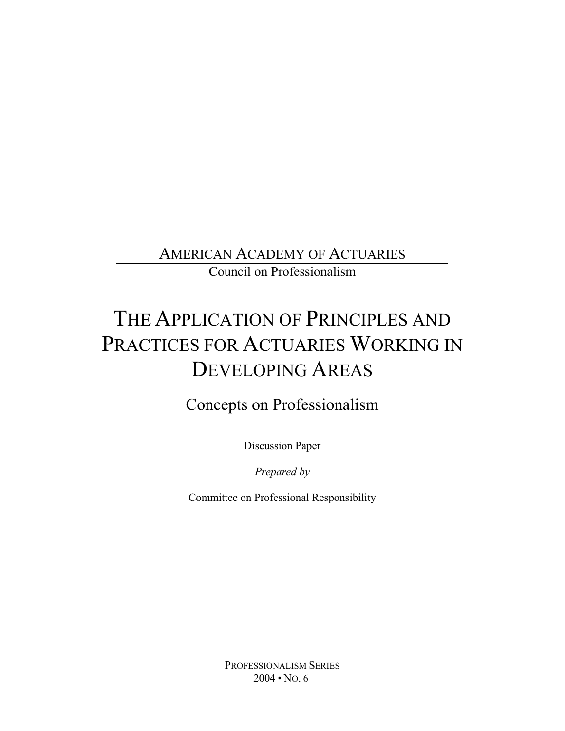AMERICAN ACADEMY OF ACTUARIES

Council on Professionalism

# THE APPLICATION OF PRINCIPLES AND PRACTICES FOR ACTUARIES WORKING IN DEVELOPING AREAS

## Concepts on Professionalism

Discussion Paper

*Prepared by*

Committee on Professional Responsibility

PROFESSIONALISM SERIES
2004 • NO. 6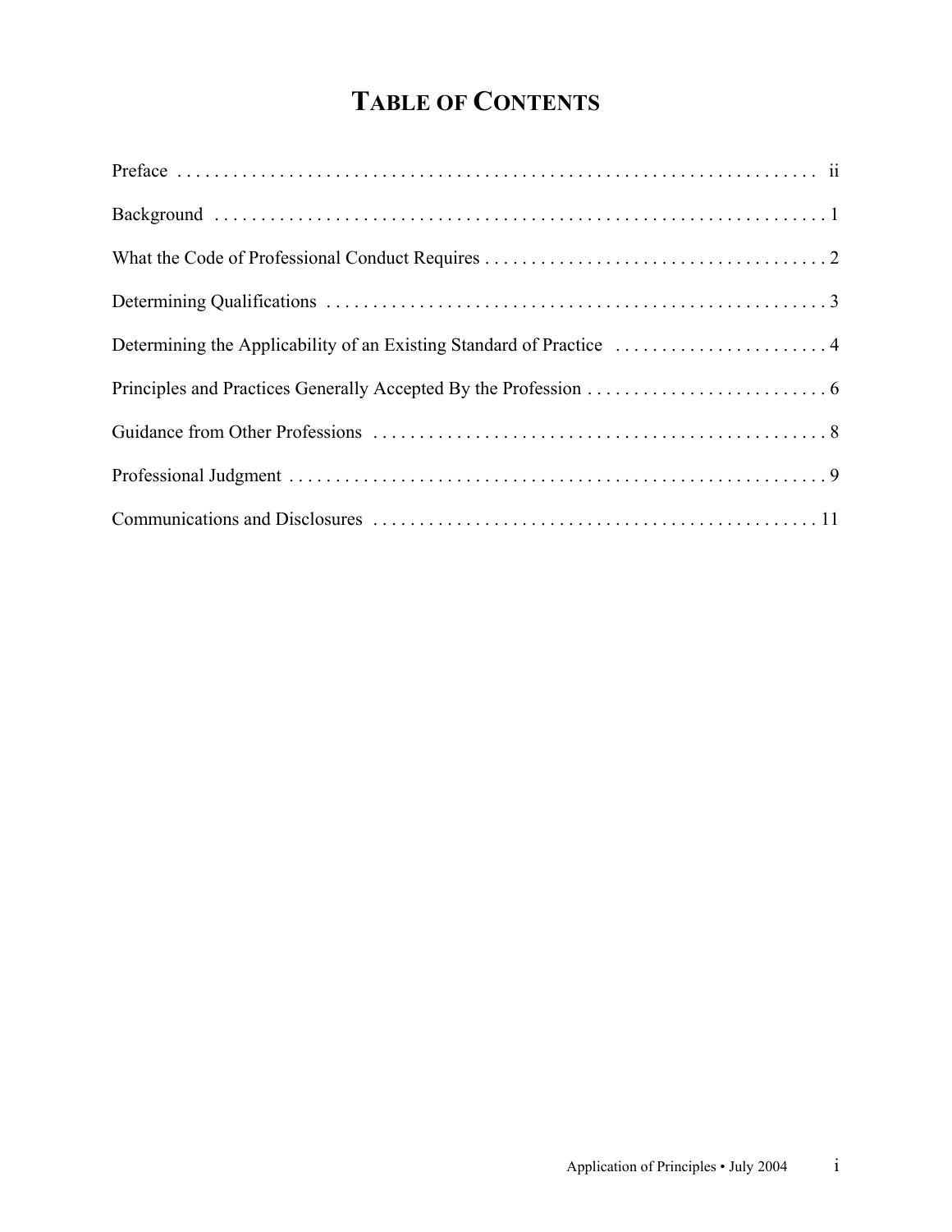# TABLE OF CONTENTS

| | |
|---|---|
| Preface | ii |
| Background | 1 |
| What the Code of Professional Conduct Requires | 2 |
| Determining Qualifications | 3 |
| Determining the Applicability of an Existing Standard of Practice | 4 |
| Principles and Practices Generally Accepted By the Profession | 6 |
| Guidance from Other Professions | 8 |
| Professional Judgment | 9 |
| Communications and Disclosures | 11 |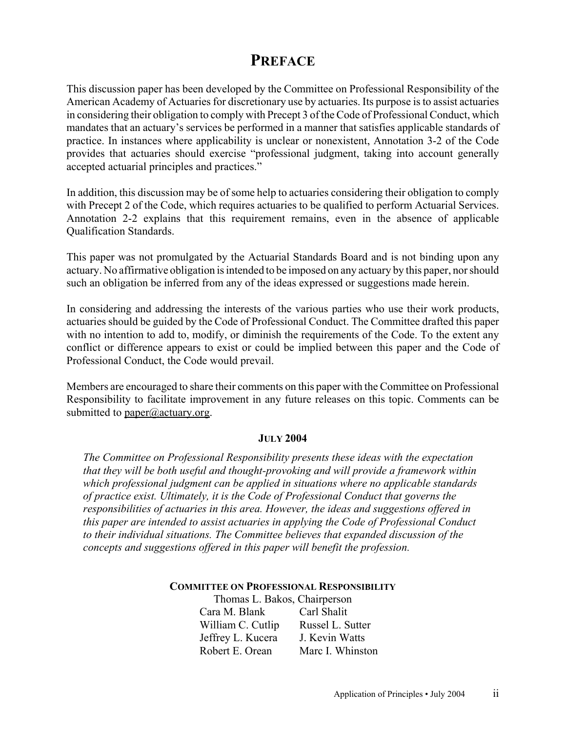# PREFACE

This discussion paper has been developed by the Committee on Professional Responsibility of the American Academy of Actuaries for discretionary use by actuaries. Its purpose is to assist actuaries in considering their obligation to comply with Precept 3 of the Code of Professional Conduct, which mandates that an actuary's services be performed in a manner that satisfies applicable standards of practice. In instances where applicability is unclear or nonexistent, Annotation 3-2 of the Code provides that actuaries should exercise "professional judgment, taking into account generally accepted actuarial principles and practices."

In addition, this discussion may be of some help to actuaries considering their obligation to comply with Precept 2 of the Code, which requires actuaries to be qualified to perform Actuarial Services. Annotation 2-2 explains that this requirement remains, even in the absence of applicable Qualification Standards.

This paper was not promulgated by the Actuarial Standards Board and is not binding upon any actuary. No affirmative obligation is intended to be imposed on any actuary by this paper, nor should such an obligation be inferred from any of the ideas expressed or suggestions made herein.

In considering and addressing the interests of the various parties who use their work products, actuaries should be guided by the Code of Professional Conduct. The Committee drafted this paper with no intention to add to, modify, or diminish the requirements of the Code. To the extent any conflict or difference appears to exist or could be implied between this paper and the Code of Professional Conduct, the Code would prevail.

Members are encouraged to share their comments on this paper with the Committee on Professional Responsibility to facilitate improvement in any future releases on this topic. Comments can be submitted to paper@actuary.org.

**JULY 2004**

*The Committee on Professional Responsibility presents these ideas with the expectation that they will be both useful and thought-provoking and will provide a framework within which professional judgment can be applied in situations where no applicable standards of practice exist. Ultimately, it is the Code of Professional Conduct that governs the responsibilities of actuaries in this area. However, the ideas and suggestions offered in this paper are intended to assist actuaries in applying the Code of Professional Conduct to their individual situations. The Committee believes that expanded discussion of the concepts and suggestions offered in this paper will benefit the profession.*

**COMMITTEE ON PROFESSIONAL RESPONSIBILITY**

Thomas L. Bakos, Chairperson

Cara M. Blank — Carl Shalit
William C. Cutlip — Russel L. Sutter
Jeffrey L. Kucera — J. Kevin Watts
Robert E. Orean — Marc I. Whinston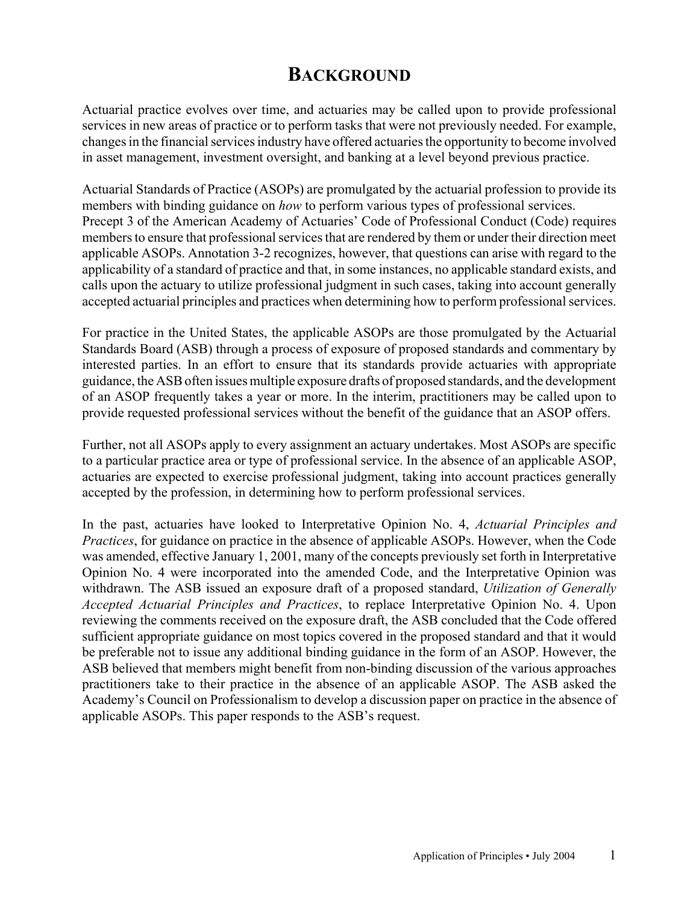# BACKGROUND

Actuarial practice evolves over time, and actuaries may be called upon to provide professional services in new areas of practice or to perform tasks that were not previously needed. For example, changes in the financial services industry have offered actuaries the opportunity to become involved in asset management, investment oversight, and banking at a level beyond previous practice.

Actuarial Standards of Practice (ASOPs) are promulgated by the actuarial profession to provide its members with binding guidance on *how* to perform various types of professional services. Precept 3 of the American Academy of Actuaries' Code of Professional Conduct (Code) requires members to ensure that professional services that are rendered by them or under their direction meet applicable ASOPs. Annotation 3-2 recognizes, however, that questions can arise with regard to the applicability of a standard of practice and that, in some instances, no applicable standard exists, and calls upon the actuary to utilize professional judgment in such cases, taking into account generally accepted actuarial principles and practices when determining how to perform professional services.

For practice in the United States, the applicable ASOPs are those promulgated by the Actuarial Standards Board (ASB) through a process of exposure of proposed standards and commentary by interested parties. In an effort to ensure that its standards provide actuaries with appropriate guidance, the ASB often issues multiple exposure drafts of proposed standards, and the development of an ASOP frequently takes a year or more. In the interim, practitioners may be called upon to provide requested professional services without the benefit of the guidance that an ASOP offers.

Further, not all ASOPs apply to every assignment an actuary undertakes. Most ASOPs are specific to a particular practice area or type of professional service. In the absence of an applicable ASOP, actuaries are expected to exercise professional judgment, taking into account practices generally accepted by the profession, in determining how to perform professional services.

In the past, actuaries have looked to Interpretative Opinion No. 4, *Actuarial Principles and Practices*, for guidance on practice in the absence of applicable ASOPs. However, when the Code was amended, effective January 1, 2001, many of the concepts previously set forth in Interpretative Opinion No. 4 were incorporated into the amended Code, and the Interpretative Opinion was withdrawn. The ASB issued an exposure draft of a proposed standard, *Utilization of Generally Accepted Actuarial Principles and Practices*, to replace Interpretative Opinion No. 4. Upon reviewing the comments received on the exposure draft, the ASB concluded that the Code offered sufficient appropriate guidance on most topics covered in the proposed standard and that it would be preferable not to issue any additional binding guidance in the form of an ASOP. However, the ASB believed that members might benefit from non-binding discussion of the various approaches practitioners take to their practice in the absence of an applicable ASOP. The ASB asked the Academy's Council on Professionalism to develop a discussion paper on practice in the absence of applicable ASOPs. This paper responds to the ASB's request.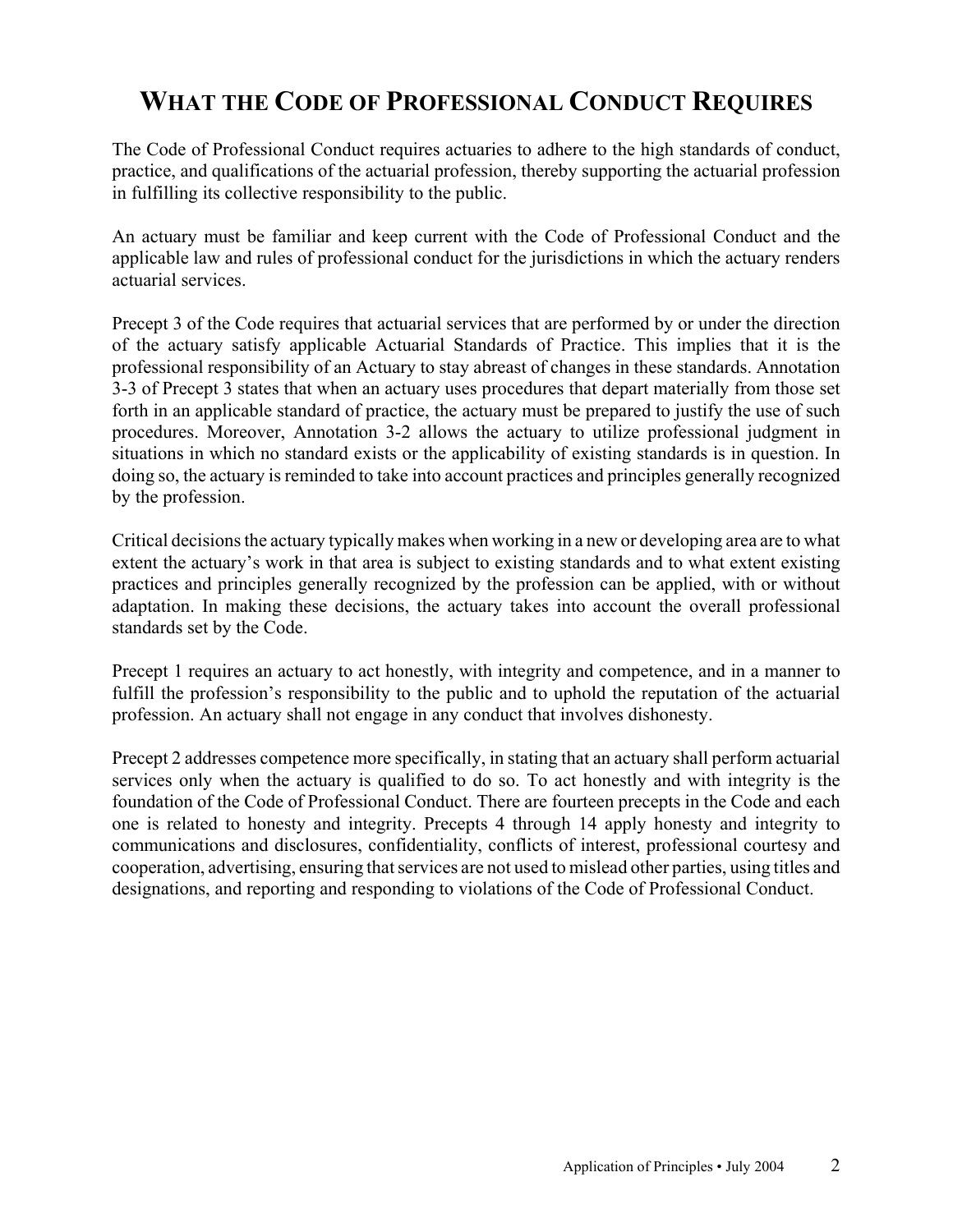# WHAT THE CODE OF PROFESSIONAL CONDUCT REQUIRES

The Code of Professional Conduct requires actuaries to adhere to the high standards of conduct, practice, and qualifications of the actuarial profession, thereby supporting the actuarial profession in fulfilling its collective responsibility to the public.

An actuary must be familiar and keep current with the Code of Professional Conduct and the applicable law and rules of professional conduct for the jurisdictions in which the actuary renders actuarial services.

Precept 3 of the Code requires that actuarial services that are performed by or under the direction of the actuary satisfy applicable Actuarial Standards of Practice. This implies that it is the professional responsibility of an Actuary to stay abreast of changes in these standards. Annotation 3-3 of Precept 3 states that when an actuary uses procedures that depart materially from those set forth in an applicable standard of practice, the actuary must be prepared to justify the use of such procedures. Moreover, Annotation 3-2 allows the actuary to utilize professional judgment in situations in which no standard exists or the applicability of existing standards is in question. In doing so, the actuary is reminded to take into account practices and principles generally recognized by the profession.

Critical decisions the actuary typically makes when working in a new or developing area are to what extent the actuary's work in that area is subject to existing standards and to what extent existing practices and principles generally recognized by the profession can be applied, with or without adaptation. In making these decisions, the actuary takes into account the overall professional standards set by the Code.

Precept 1 requires an actuary to act honestly, with integrity and competence, and in a manner to fulfill the profession's responsibility to the public and to uphold the reputation of the actuarial profession. An actuary shall not engage in any conduct that involves dishonesty.

Precept 2 addresses competence more specifically, in stating that an actuary shall perform actuarial services only when the actuary is qualified to do so. To act honestly and with integrity is the foundation of the Code of Professional Conduct. There are fourteen precepts in the Code and each one is related to honesty and integrity. Precepts 4 through 14 apply honesty and integrity to communications and disclosures, confidentiality, conflicts of interest, professional courtesy and cooperation, advertising, ensuring that services are not used to mislead other parties, using titles and designations, and reporting and responding to violations of the Code of Professional Conduct.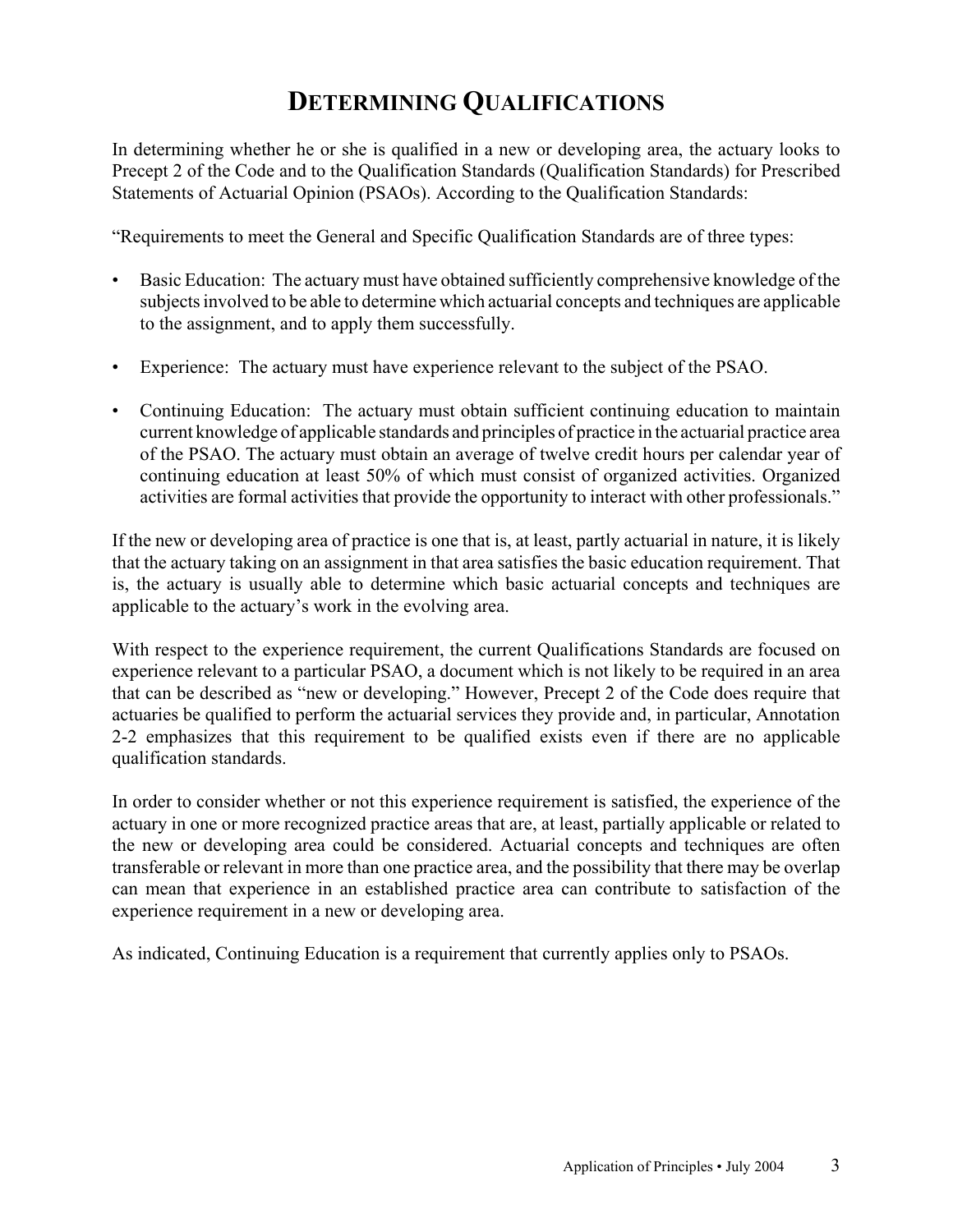# DETERMINING QUALIFICATIONS

In determining whether he or she is qualified in a new or developing area, the actuary looks to Precept 2 of the Code and to the Qualification Standards (Qualification Standards) for Prescribed Statements of Actuarial Opinion (PSAOs). According to the Qualification Standards:

"Requirements to meet the General and Specific Qualification Standards are of three types:

- Basic Education: The actuary must have obtained sufficiently comprehensive knowledge of the subjects involved to be able to determine which actuarial concepts and techniques are applicable to the assignment, and to apply them successfully.
- Experience: The actuary must have experience relevant to the subject of the PSAO.
- Continuing Education: The actuary must obtain sufficient continuing education to maintain current knowledge of applicable standards and principles of practice in the actuarial practice area of the PSAO. The actuary must obtain an average of twelve credit hours per calendar year of continuing education at least 50% of which must consist of organized activities. Organized activities are formal activities that provide the opportunity to interact with other professionals."

If the new or developing area of practice is one that is, at least, partly actuarial in nature, it is likely that the actuary taking on an assignment in that area satisfies the basic education requirement. That is, the actuary is usually able to determine which basic actuarial concepts and techniques are applicable to the actuary's work in the evolving area.

With respect to the experience requirement, the current Qualifications Standards are focused on experience relevant to a particular PSAO, a document which is not likely to be required in an area that can be described as "new or developing." However, Precept 2 of the Code does require that actuaries be qualified to perform the actuarial services they provide and, in particular, Annotation 2-2 emphasizes that this requirement to be qualified exists even if there are no applicable qualification standards.

In order to consider whether or not this experience requirement is satisfied, the experience of the actuary in one or more recognized practice areas that are, at least, partially applicable or related to the new or developing area could be considered. Actuarial concepts and techniques are often transferable or relevant in more than one practice area, and the possibility that there may be overlap can mean that experience in an established practice area can contribute to satisfaction of the experience requirement in a new or developing area.

As indicated, Continuing Education is a requirement that currently applies only to PSAOs.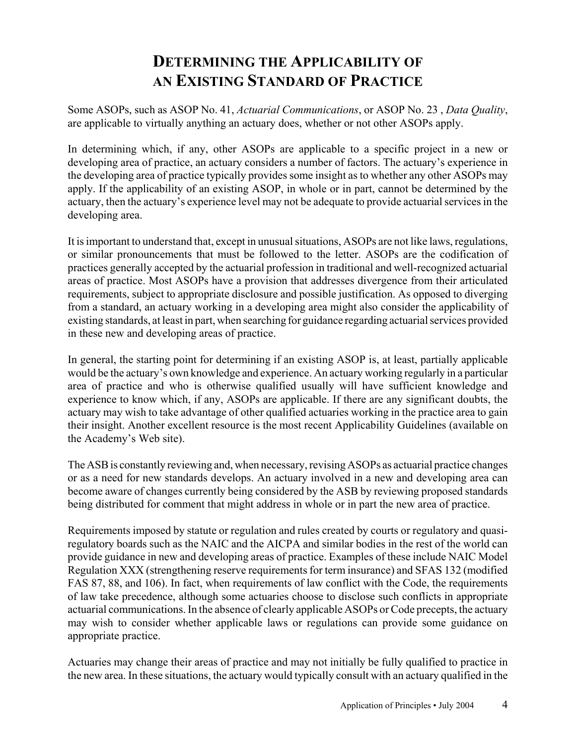# Determining the Applicability of an Existing Standard of Practice

Some ASOPs, such as ASOP No. 41, *Actuarial Communications*, or ASOP No. 23 , *Data Quality*, are applicable to virtually anything an actuary does, whether or not other ASOPs apply.

In determining which, if any, other ASOPs are applicable to a specific project in a new or developing area of practice, an actuary considers a number of factors. The actuary's experience in the developing area of practice typically provides some insight as to whether any other ASOPs may apply. If the applicability of an existing ASOP, in whole or in part, cannot be determined by the actuary, then the actuary's experience level may not be adequate to provide actuarial services in the developing area.

It is important to understand that, except in unusual situations, ASOPs are not like laws, regulations, or similar pronouncements that must be followed to the letter. ASOPs are the codification of practices generally accepted by the actuarial profession in traditional and well-recognized actuarial areas of practice. Most ASOPs have a provision that addresses divergence from their articulated requirements, subject to appropriate disclosure and possible justification. As opposed to diverging from a standard, an actuary working in a developing area might also consider the applicability of existing standards, at least in part, when searching for guidance regarding actuarial services provided in these new and developing areas of practice.

In general, the starting point for determining if an existing ASOP is, at least, partially applicable would be the actuary's own knowledge and experience. An actuary working regularly in a particular area of practice and who is otherwise qualified usually will have sufficient knowledge and experience to know which, if any, ASOPs are applicable. If there are any significant doubts, the actuary may wish to take advantage of other qualified actuaries working in the practice area to gain their insight. Another excellent resource is the most recent Applicability Guidelines (available on the Academy's Web site).

The ASB is constantly reviewing and, when necessary, revising ASOPs as actuarial practice changes or as a need for new standards develops. An actuary involved in a new and developing area can become aware of changes currently being considered by the ASB by reviewing proposed standards being distributed for comment that might address in whole or in part the new area of practice.

Requirements imposed by statute or regulation and rules created by courts or regulatory and quasi-regulatory boards such as the NAIC and the AICPA and similar bodies in the rest of the world can provide guidance in new and developing areas of practice. Examples of these include NAIC Model Regulation XXX (strengthening reserve requirements for term insurance) and SFAS 132 (modified FAS 87, 88, and 106). In fact, when requirements of law conflict with the Code, the requirements of law take precedence, although some actuaries choose to disclose such conflicts in appropriate actuarial communications. In the absence of clearly applicable ASOPs or Code precepts, the actuary may wish to consider whether applicable laws or regulations can provide some guidance on appropriate practice.

Actuaries may change their areas of practice and may not initially be fully qualified to practice in the new area. In these situations, the actuary would typically consult with an actuary qualified in the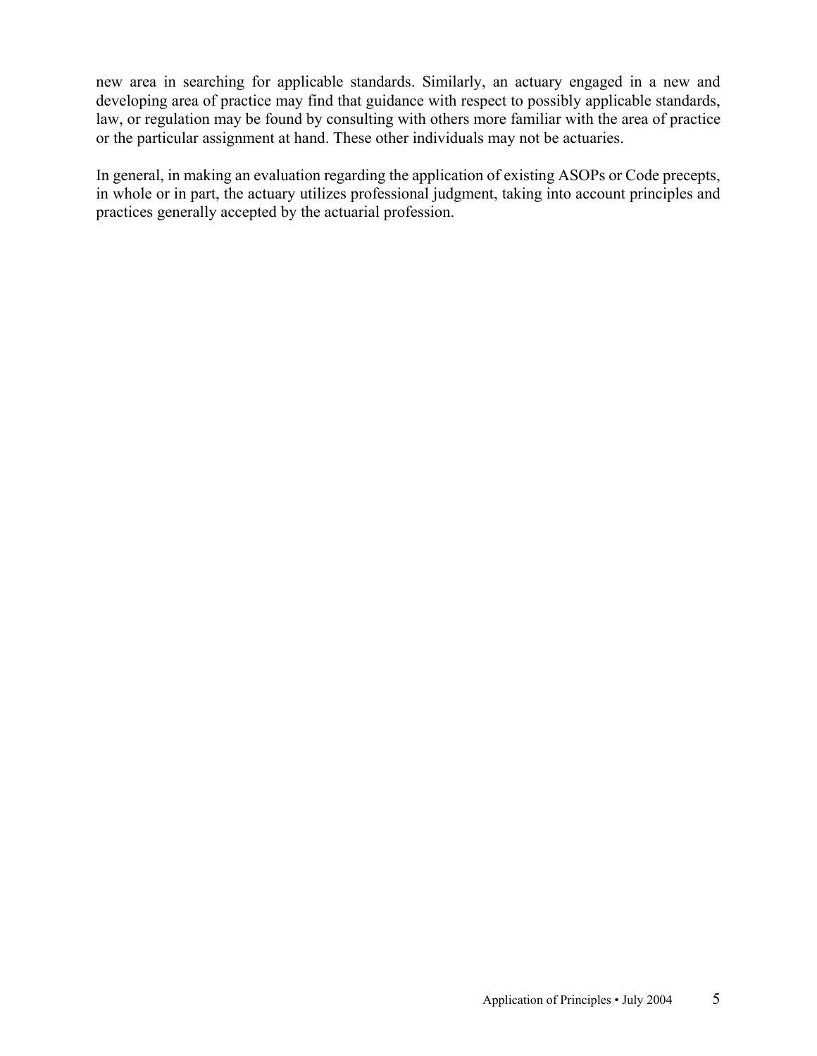new area in searching for applicable standards. Similarly, an actuary engaged in a new and developing area of practice may find that guidance with respect to possibly applicable standards, law, or regulation may be found by consulting with others more familiar with the area of practice or the particular assignment at hand. These other individuals may not be actuaries.

In general, in making an evaluation regarding the application of existing ASOPs or Code precepts, in whole or in part, the actuary utilizes professional judgment, taking into account principles and practices generally accepted by the actuarial profession.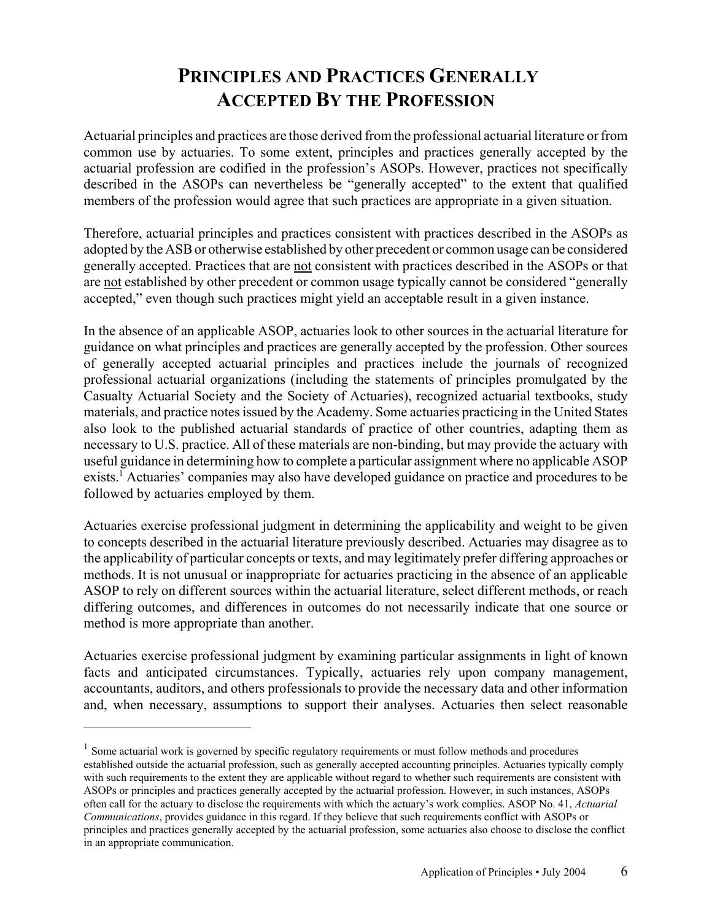# PRINCIPLES AND PRACTICES GENERALLY ACCEPTED BY THE PROFESSION

Actuarial principles and practices are those derived from the professional actuarial literature or from common use by actuaries. To some extent, principles and practices generally accepted by the actuarial profession are codified in the profession's ASOPs. However, practices not specifically described in the ASOPs can nevertheless be "generally accepted" to the extent that qualified members of the profession would agree that such practices are appropriate in a given situation.

Therefore, actuarial principles and practices consistent with practices described in the ASOPs as adopted by the ASB or otherwise established by other precedent or common usage can be considered generally accepted. Practices that are <u>not</u> consistent with practices described in the ASOPs or that are <u>not</u> established by other precedent or common usage typically cannot be considered "generally accepted," even though such practices might yield an acceptable result in a given instance.

In the absence of an applicable ASOP, actuaries look to other sources in the actuarial literature for guidance on what principles and practices are generally accepted by the profession. Other sources of generally accepted actuarial principles and practices include the journals of recognized professional actuarial organizations (including the statements of principles promulgated by the Casualty Actuarial Society and the Society of Actuaries), recognized actuarial textbooks, study materials, and practice notes issued by the Academy. Some actuaries practicing in the United States also look to the published actuarial standards of practice of other countries, adapting them as necessary to U.S. practice. All of these materials are non-binding, but may provide the actuary with useful guidance in determining how to complete a particular assignment where no applicable ASOP exists.[1] Actuaries' companies may also have developed guidance on practice and procedures to be followed by actuaries employed by them.

Actuaries exercise professional judgment in determining the applicability and weight to be given to concepts described in the actuarial literature previously described. Actuaries may disagree as to the applicability of particular concepts or texts, and may legitimately prefer differing approaches or methods. It is not unusual or inappropriate for actuaries practicing in the absence of an applicable ASOP to rely on different sources within the actuarial literature, select different methods, or reach differing outcomes, and differences in outcomes do not necessarily indicate that one source or method is more appropriate than another.

Actuaries exercise professional judgment by examining particular assignments in light of known facts and anticipated circumstances. Typically, actuaries rely upon company management, accountants, auditors, and others professionals to provide the necessary data and other information and, when necessary, assumptions to support their analyses. Actuaries then select reasonable

---

[1] Some actuarial work is governed by specific regulatory requirements or must follow methods and procedures established outside the actuarial profession, such as generally accepted accounting principles. Actuaries typically comply with such requirements to the extent they are applicable without regard to whether such requirements are consistent with ASOPs or principles and practices generally accepted by the actuarial profession. However, in such instances, ASOPs often call for the actuary to disclose the requirements with which the actuary's work complies. ASOP No. 41, *Actuarial Communications*, provides guidance in this regard. If they believe that such requirements conflict with ASOPs or principles and practices generally accepted by the actuarial profession, some actuaries also choose to disclose the conflict in an appropriate communication.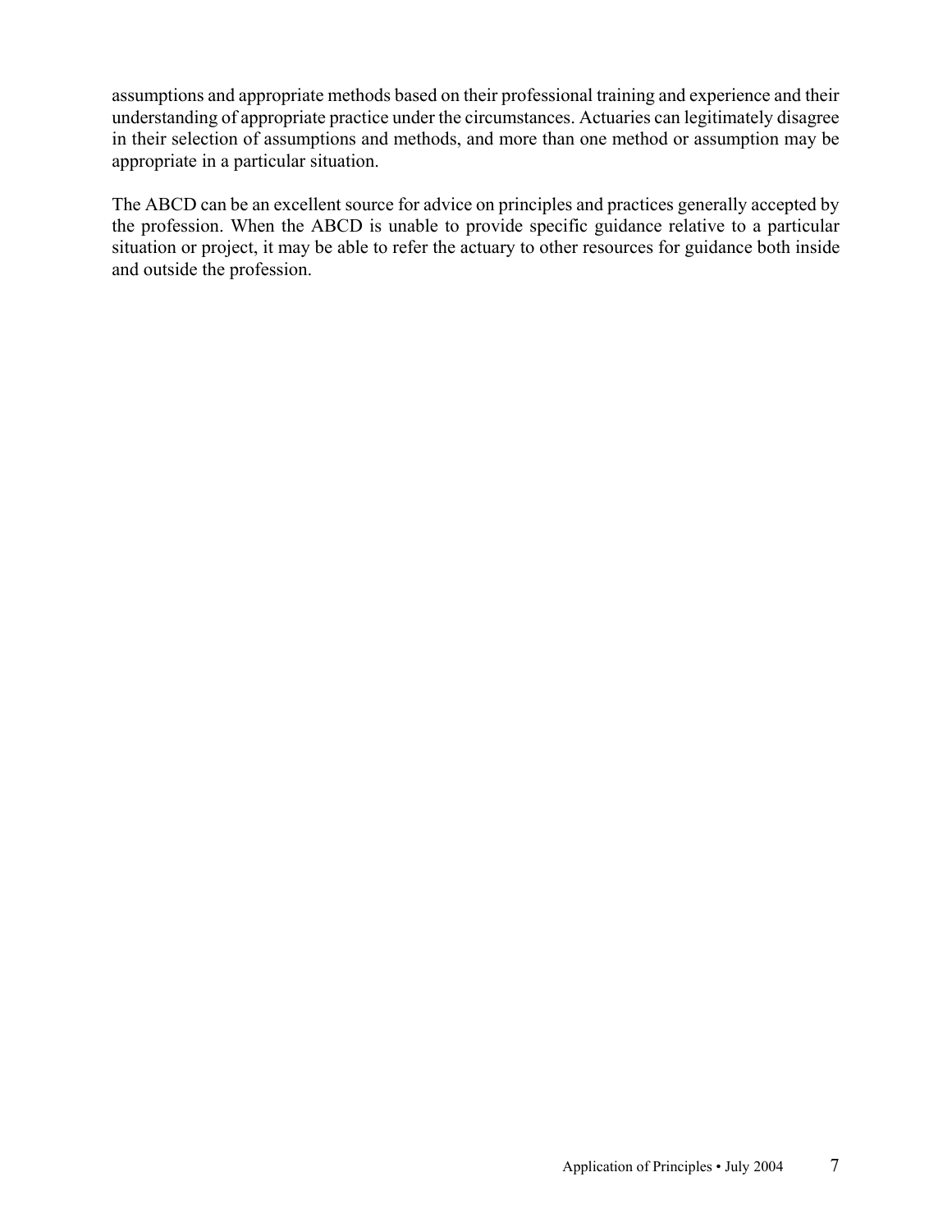assumptions and appropriate methods based on their professional training and experience and their understanding of appropriate practice under the circumstances. Actuaries can legitimately disagree in their selection of assumptions and methods, and more than one method or assumption may be appropriate in a particular situation.

The ABCD can be an excellent source for advice on principles and practices generally accepted by the profession. When the ABCD is unable to provide specific guidance relative to a particular situation or project, it may be able to refer the actuary to other resources for guidance both inside and outside the profession.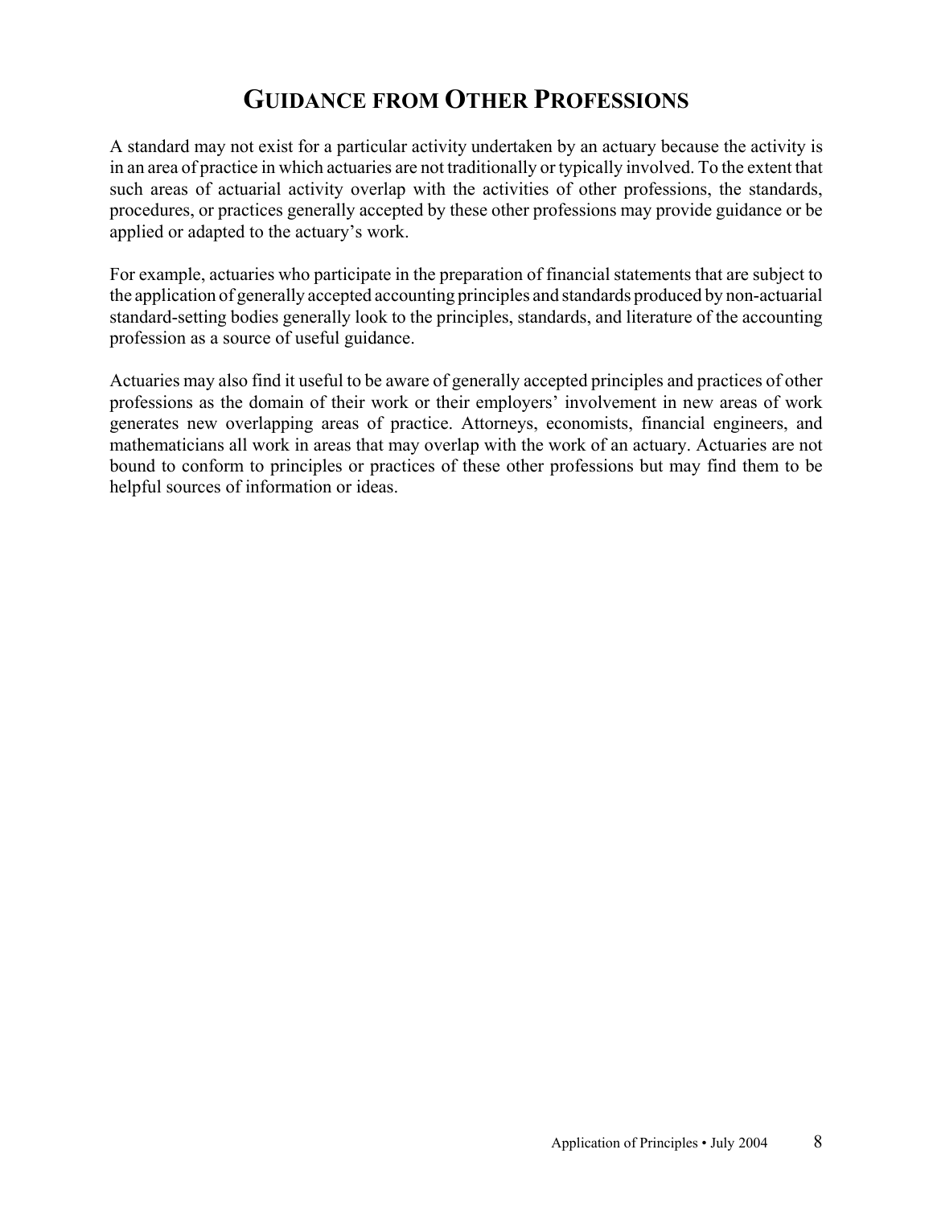# GUIDANCE FROM OTHER PROFESSIONS

A standard may not exist for a particular activity undertaken by an actuary because the activity is in an area of practice in which actuaries are not traditionally or typically involved. To the extent that such areas of actuarial activity overlap with the activities of other professions, the standards, procedures, or practices generally accepted by these other professions may provide guidance or be applied or adapted to the actuary's work.

For example, actuaries who participate in the preparation of financial statements that are subject to the application of generally accepted accounting principles and standards produced by non-actuarial standard-setting bodies generally look to the principles, standards, and literature of the accounting profession as a source of useful guidance.

Actuaries may also find it useful to be aware of generally accepted principles and practices of other professions as the domain of their work or their employers' involvement in new areas of work generates new overlapping areas of practice. Attorneys, economists, financial engineers, and mathematicians all work in areas that may overlap with the work of an actuary. Actuaries are not bound to conform to principles or practices of these other professions but may find them to be helpful sources of information or ideas.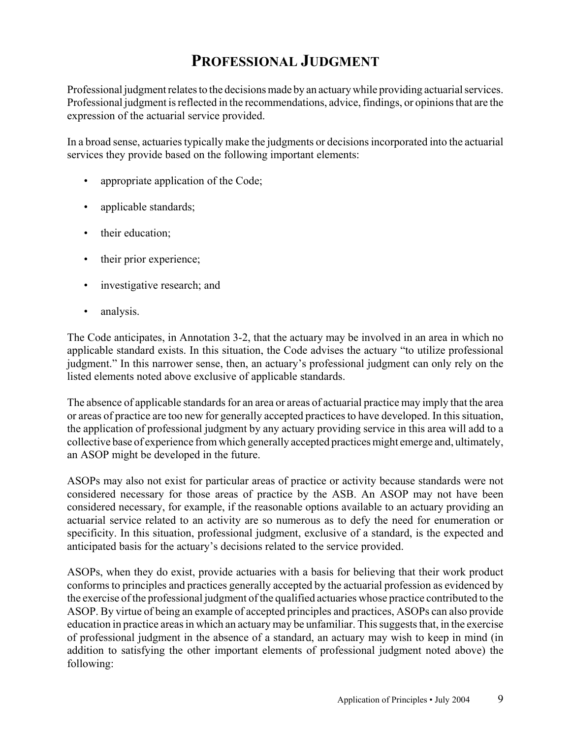# PROFESSIONAL JUDGMENT

Professional judgment relates to the decisions made by an actuary while providing actuarial services. Professional judgment is reflected in the recommendations, advice, findings, or opinions that are the expression of the actuarial service provided.

In a broad sense, actuaries typically make the judgments or decisions incorporated into the actuarial services they provide based on the following important elements:

- appropriate application of the Code;
- applicable standards;
- their education;
- their prior experience;
- investigative research; and
- analysis.

The Code anticipates, in Annotation 3-2, that the actuary may be involved in an area in which no applicable standard exists. In this situation, the Code advises the actuary "to utilize professional judgment." In this narrower sense, then, an actuary's professional judgment can only rely on the listed elements noted above exclusive of applicable standards.

The absence of applicable standards for an area or areas of actuarial practice may imply that the area or areas of practice are too new for generally accepted practices to have developed. In this situation, the application of professional judgment by any actuary providing service in this area will add to a collective base of experience from which generally accepted practices might emerge and, ultimately, an ASOP might be developed in the future.

ASOPs may also not exist for particular areas of practice or activity because standards were not considered necessary for those areas of practice by the ASB. An ASOP may not have been considered necessary, for example, if the reasonable options available to an actuary providing an actuarial service related to an activity are so numerous as to defy the need for enumeration or specificity. In this situation, professional judgment, exclusive of a standard, is the expected and anticipated basis for the actuary's decisions related to the service provided.

ASOPs, when they do exist, provide actuaries with a basis for believing that their work product conforms to principles and practices generally accepted by the actuarial profession as evidenced by the exercise of the professional judgment of the qualified actuaries whose practice contributed to the ASOP. By virtue of being an example of accepted principles and practices, ASOPs can also provide education in practice areas in which an actuary may be unfamiliar. This suggests that, in the exercise of professional judgment in the absence of a standard, an actuary may wish to keep in mind (in addition to satisfying the other important elements of professional judgment noted above) the following: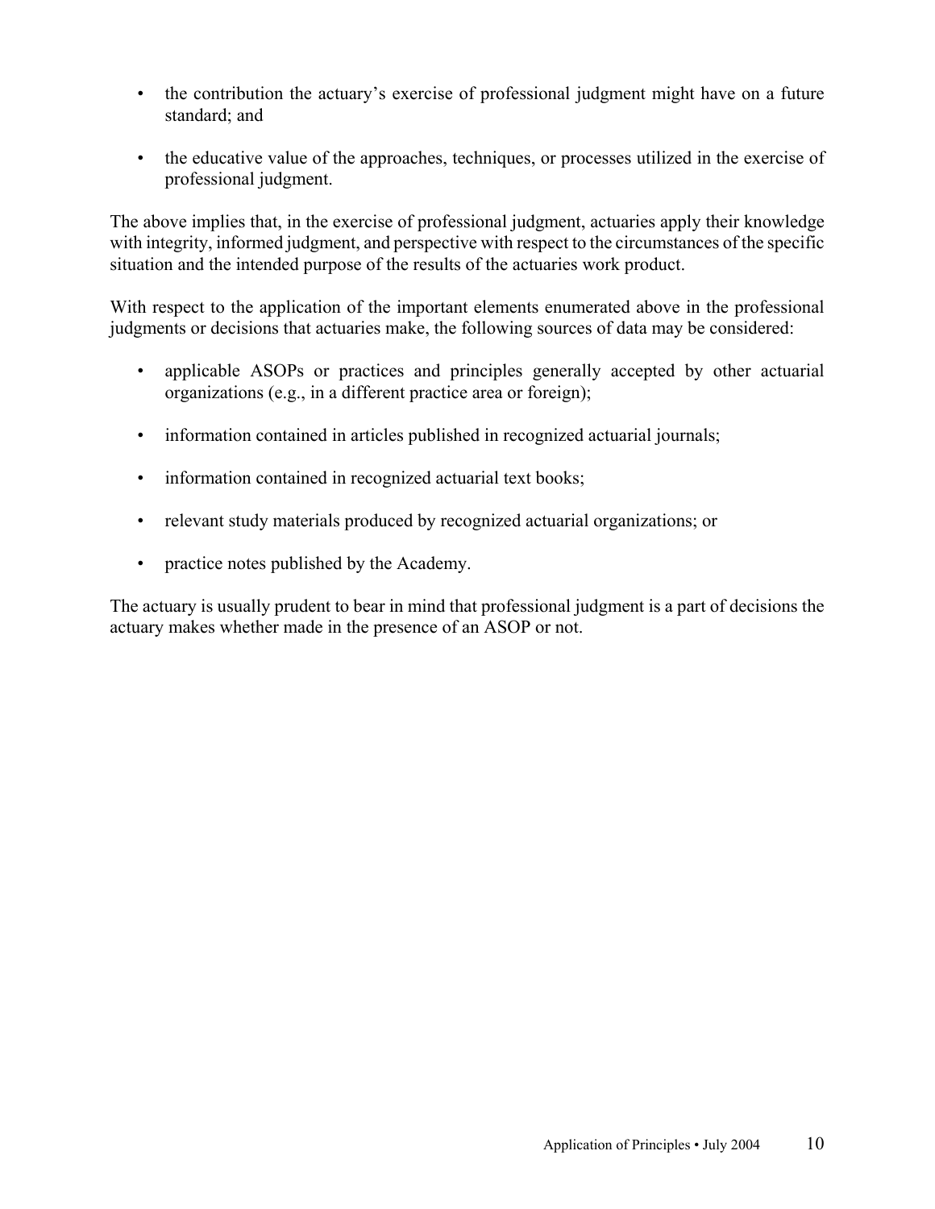- the contribution the actuary's exercise of professional judgment might have on a future standard; and

- the educative value of the approaches, techniques, or processes utilized in the exercise of professional judgment.

The above implies that, in the exercise of professional judgment, actuaries apply their knowledge with integrity, informed judgment, and perspective with respect to the circumstances of the specific situation and the intended purpose of the results of the actuaries work product.

With respect to the application of the important elements enumerated above in the professional judgments or decisions that actuaries make, the following sources of data may be considered:

- applicable ASOPs or practices and principles generally accepted by other actuarial organizations (e.g., in a different practice area or foreign);

- information contained in articles published in recognized actuarial journals;

- information contained in recognized actuarial text books;

- relevant study materials produced by recognized actuarial organizations; or

- practice notes published by the Academy.

The actuary is usually prudent to bear in mind that professional judgment is a part of decisions the actuary makes whether made in the presence of an ASOP or not.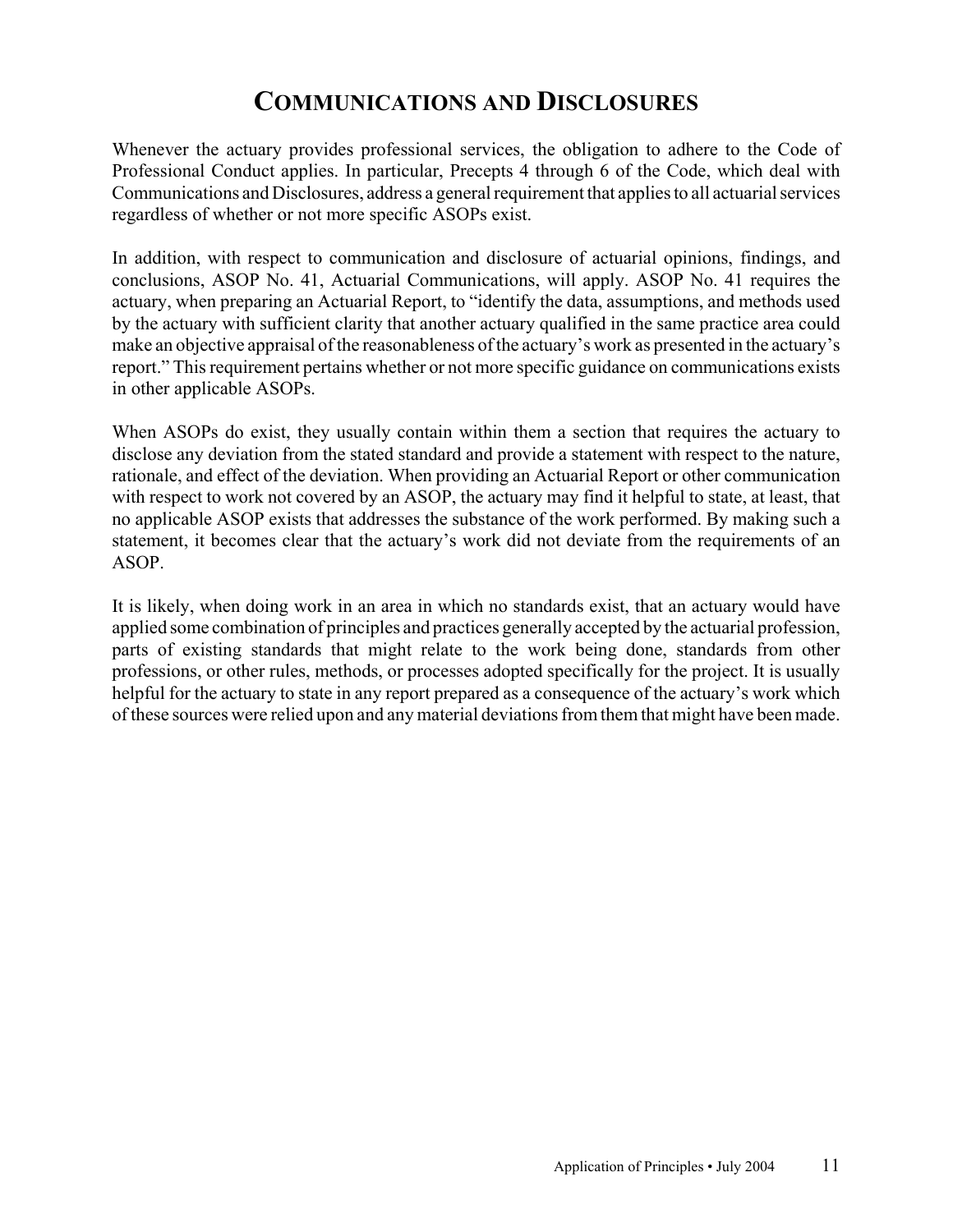# Communications and Disclosures

Whenever the actuary provides professional services, the obligation to adhere to the Code of Professional Conduct applies. In particular, Precepts 4 through 6 of the Code, which deal with Communications and Disclosures, address a general requirement that applies to all actuarial services regardless of whether or not more specific ASOPs exist.

In addition, with respect to communication and disclosure of actuarial opinions, findings, and conclusions, ASOP No. 41, Actuarial Communications, will apply. ASOP No. 41 requires the actuary, when preparing an Actuarial Report, to "identify the data, assumptions, and methods used by the actuary with sufficient clarity that another actuary qualified in the same practice area could make an objective appraisal of the reasonableness of the actuary's work as presented in the actuary's report." This requirement pertains whether or not more specific guidance on communications exists in other applicable ASOPs.

When ASOPs do exist, they usually contain within them a section that requires the actuary to disclose any deviation from the stated standard and provide a statement with respect to the nature, rationale, and effect of the deviation. When providing an Actuarial Report or other communication with respect to work not covered by an ASOP, the actuary may find it helpful to state, at least, that no applicable ASOP exists that addresses the substance of the work performed. By making such a statement, it becomes clear that the actuary's work did not deviate from the requirements of an ASOP.

It is likely, when doing work in an area in which no standards exist, that an actuary would have applied some combination of principles and practices generally accepted by the actuarial profession, parts of existing standards that might relate to the work being done, standards from other professions, or other rules, methods, or processes adopted specifically for the project. It is usually helpful for the actuary to state in any report prepared as a consequence of the actuary's work which of these sources were relied upon and any material deviations from them that might have been made.